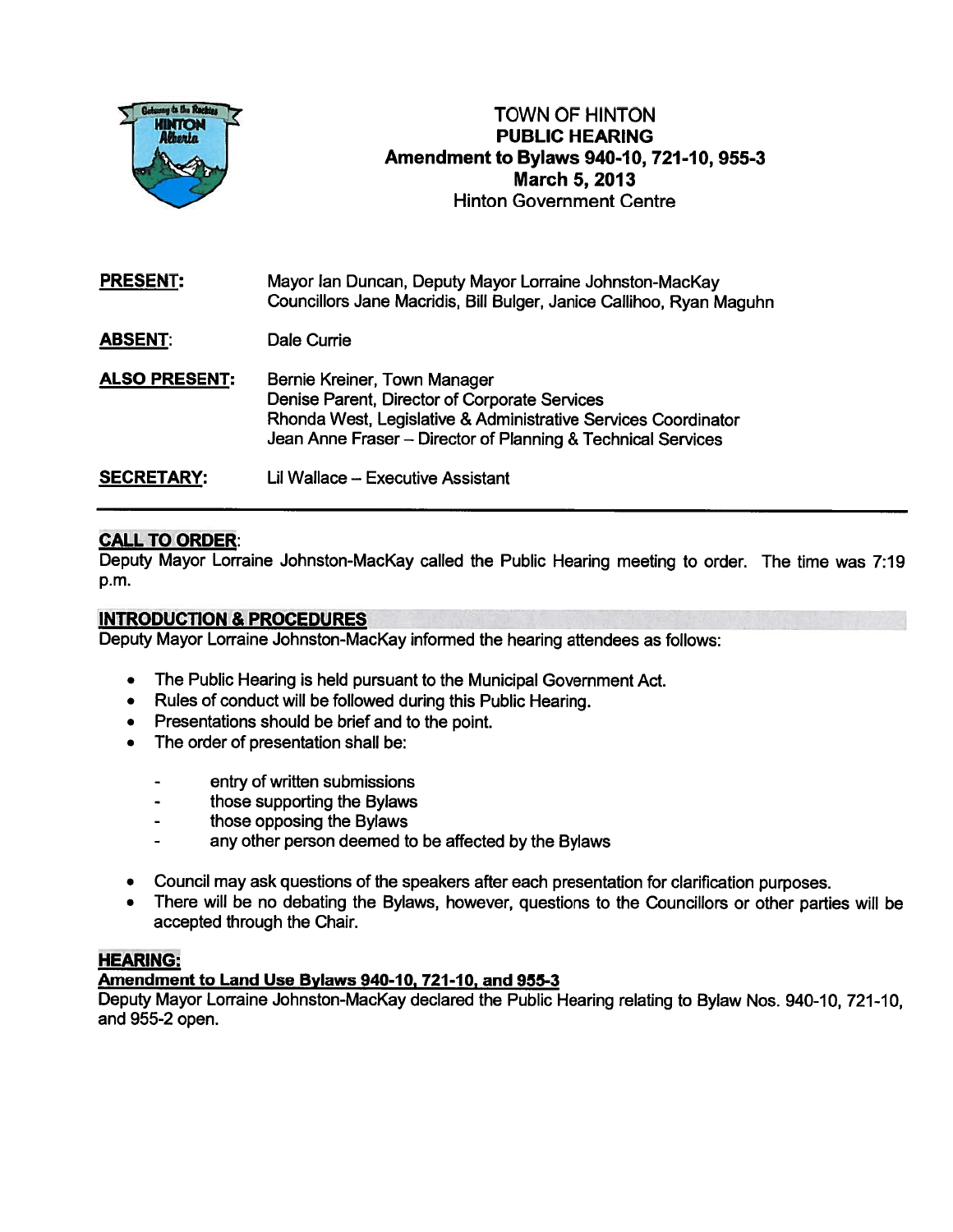# TOWN OF HINTON
## PUBLIC HEARING
## Amendment to Bylaws 940-10, 721-10, 955-3
## March 5, 2013
Hinton Government Centre

**PRESENT:** Mayor Ian Duncan, Deputy Mayor Lorraine Johnston-MacKay
Councillors Jane Macridis, Bill Bulger, Janice Callihoo, Ryan Maguhn

**ABSENT:** Dale Currie

**ALSO PRESENT:** Bernie Kreiner, Town Manager
Denise Parent, Director of Corporate Services
Rhonda West, Legislative & Administrative Services Coordinator
Jean Anne Fraser – Director of Planning & Technical Services

**SECRETARY:** Lil Wallace – Executive Assistant

---

**CALL TO ORDER:**

Deputy Mayor Lorraine Johnston-MacKay called the Public Hearing meeting to order. The time was 7:19 p.m.

**INTRODUCTION & PROCEDURES**

Deputy Mayor Lorraine Johnston-MacKay informed the hearing attendees as follows:

- The Public Hearing is held pursuant to the Municipal Government Act.
- Rules of conduct will be followed during this Public Hearing.
- Presentations should be brief and to the point.
- The order of presentation shall be:
  - entry of written submissions
  - those supporting the Bylaws
  - those opposing the Bylaws
  - any other person deemed to be affected by the Bylaws
- Council may ask questions of the speakers after each presentation for clarification purposes.
- There will be no debating the Bylaws, however, questions to the Councillors or other parties will be accepted through the Chair.

**HEARING:**

**Amendment to Land Use Bylaws 940-10, 721-10, and 955-3**

Deputy Mayor Lorraine Johnston-MacKay declared the Public Hearing relating to Bylaw Nos. 940-10, 721-10, and 955-2 open.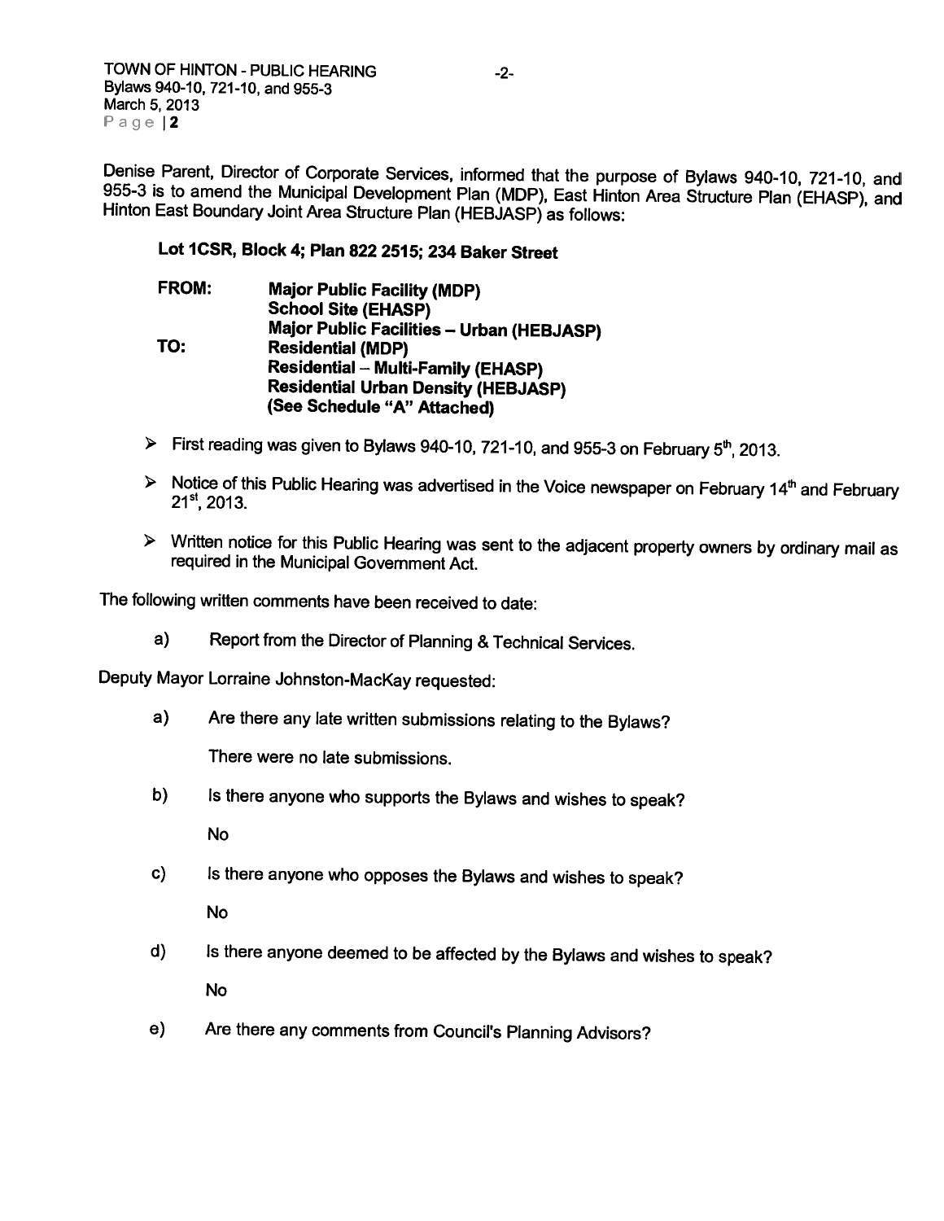Denise Parent, Director of Corporate Services, informed that the purpose of Bylaws 940-10, 721-10, and 955-3 is to amend the Municipal Development Plan (MDP), East Hinton Area Structure Plan (EHASP), and Hinton East Boundary Joint Area Structure Plan (HEBJASP) as follows:

**Lot 1CSR, Block 4; Plan 822 2515; 234 Baker Street**

**FROM:** **Major Public Facility (MDP)**
**School Site (EHASP)**
**Major Public Facilities – Urban (HEBJASP)**

**TO:** **Residential (MDP)**
**Residential – Multi-Family (EHASP)**
**Residential Urban Density (HEBJASP)**
**(See Schedule "A" Attached)**

- First reading was given to Bylaws 940-10, 721-10, and 955-3 on February 5th, 2013.
- Notice of this Public Hearing was advertised in the Voice newspaper on February 14th and February 21st, 2013.
- Written notice for this Public Hearing was sent to the adjacent property owners by ordinary mail as required in the Municipal Government Act.

The following written comments have been received to date:

a) Report from the Director of Planning & Technical Services.

Deputy Mayor Lorraine Johnston-MacKay requested:

a) Are there any late written submissions relating to the Bylaws?

There were no late submissions.

b) Is there anyone who supports the Bylaws and wishes to speak?

No

c) Is there anyone who opposes the Bylaws and wishes to speak?

No

d) Is there anyone deemed to be affected by the Bylaws and wishes to speak?

No

e) Are there any comments from Council's Planning Advisors?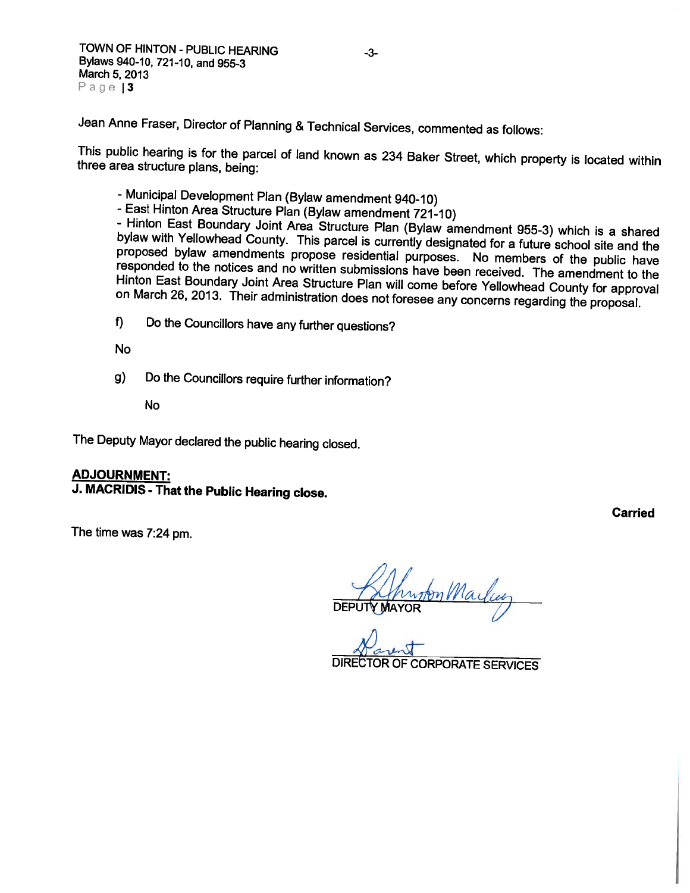Jean Anne Fraser, Director of Planning & Technical Services, commented as follows:

This public hearing is for the parcel of land known as 234 Baker Street, which property is located within three area structure plans, being:

- Municipal Development Plan (Bylaw amendment 940-10)
- East Hinton Area Structure Plan (Bylaw amendment 721-10)
- Hinton East Boundary Joint Area Structure Plan (Bylaw amendment 955-3) which is a shared bylaw with Yellowhead County. This parcel is currently designated for a future school site and the proposed bylaw amendments propose residential purposes. No members of the public have responded to the notices and no written submissions have been received. The amendment to the Hinton East Boundary Joint Area Structure Plan will come before Yellowhead County for approval on March 26, 2013. Their administration does not foresee any concerns regarding the proposal.

f) Do the Councillors have any further questions?

No

g) Do the Councillors require further information?

No

The Deputy Mayor declared the public hearing closed.

**ADJOURNMENT:**

**J. MACRIDIS - That the Public Hearing close.**

**Carried**

The time was 7:24 pm.

DEPUTY MAYOR

DIRECTOR OF CORPORATE SERVICES